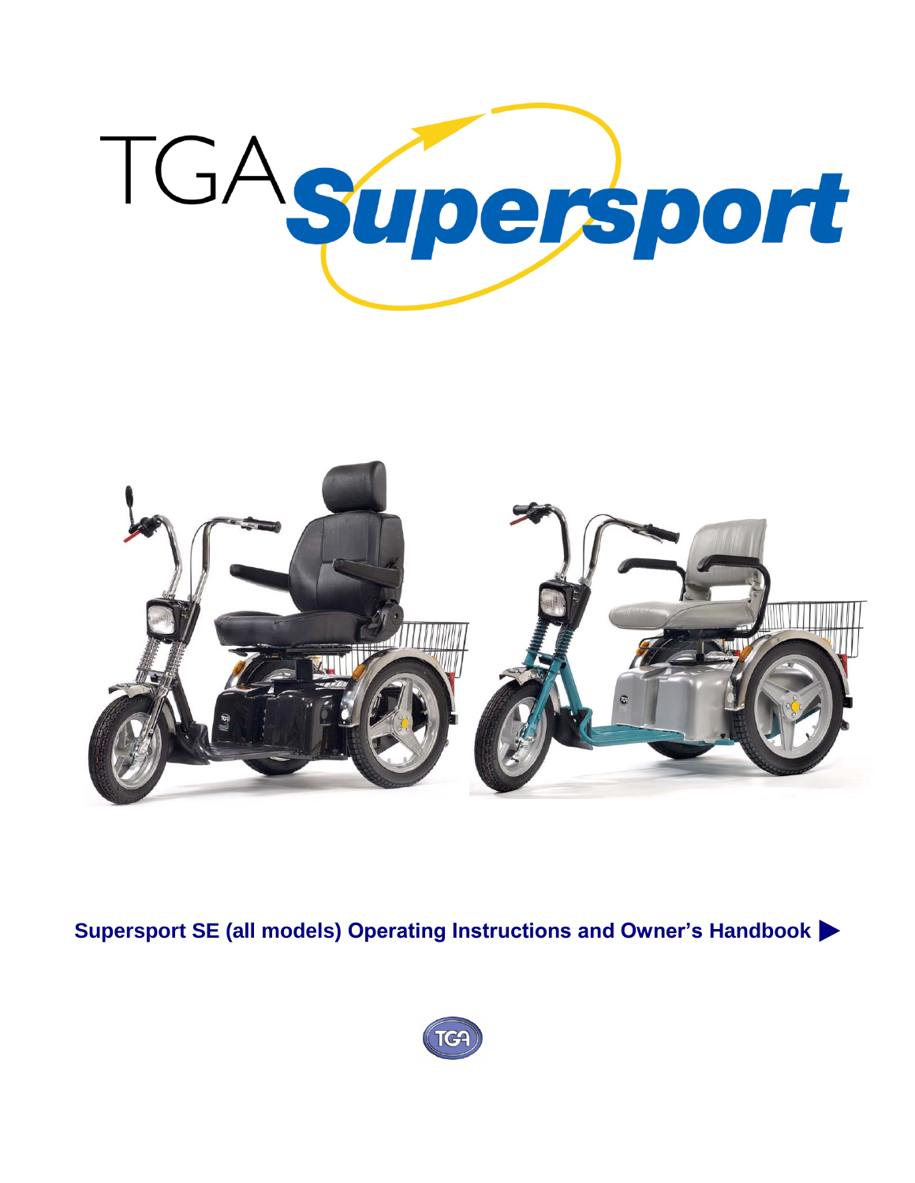# TGA Supersport

**Supersport SE (all models) Operating Instructions and Owner's Handbook ▶**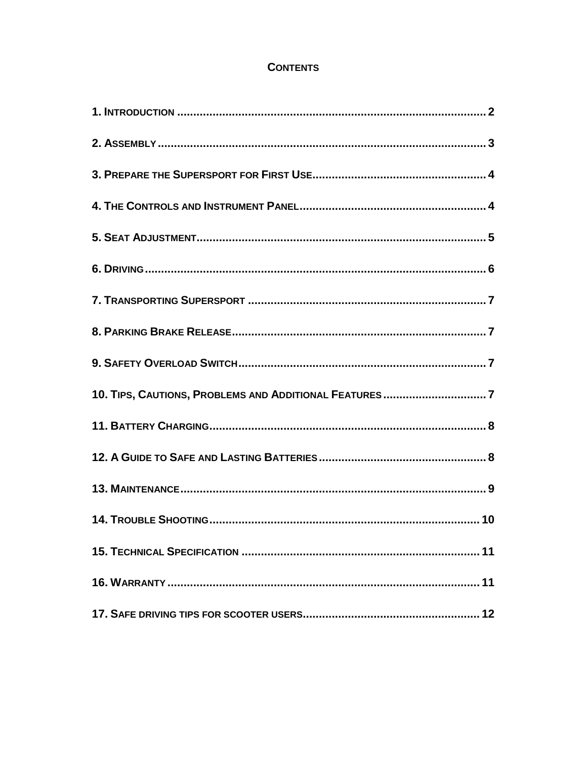## Contents

**1. Introduction ............................................................................................... 2**

**2. Assembly .................................................................................................. 3**

**3. Prepare the Supersport for First Use ..................................................... 4**

**4. The Controls and Instrument Panel ....................................................... 4**

**5. Seat Adjustment ....................................................................................... 5**

**6. Driving ...................................................................................................... 6**

**7. Transporting Supersport ........................................................................ 7**

**8. Parking Brake Release ............................................................................ 7**

**9. Safety Overload Switch .......................................................................... 7**

**10. Tips, Cautions, Problems and Additional Features ............................. 7**

**11. Battery Charging .................................................................................... 8**

**12. A Guide to Safe and Lasting Batteries .................................................. 8**

**13. Maintenance ........................................................................................... 9**

**14. Trouble Shooting .................................................................................. 10**

**15. Technical Specification ....................................................................... 11**

**16. Warranty ............................................................................................... 11**

**17. Safe driving tips for scooter users ..................................................... 12**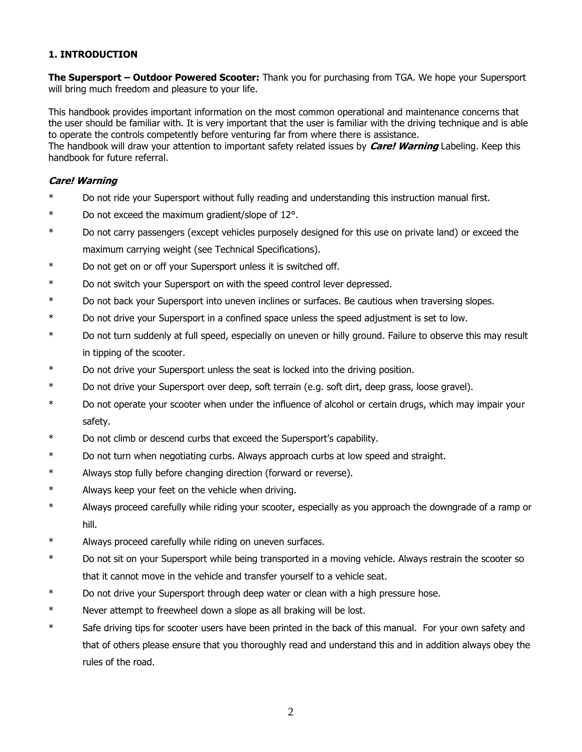## 1. INTRODUCTION

**The Supersport – Outdoor Powered Scooter:** Thank you for purchasing from TGA. We hope your Supersport will bring much freedom and pleasure to your life.

This handbook provides important information on the most common operational and maintenance concerns that the user should be familiar with. It is very important that the user is familiar with the driving technique and is able to operate the controls competently before venturing far from where there is assistance.
The handbook will draw your attention to important safety related issues by ***Care! Warning*** Labeling. Keep this handbook for future referral.

***Care! Warning***

* Do not ride your Supersport without fully reading and understanding this instruction manual first.
* Do not exceed the maximum gradient/slope of 12°.
* Do not carry passengers (except vehicles purposely designed for this use on private land) or exceed the maximum carrying weight (see Technical Specifications).
* Do not get on or off your Supersport unless it is switched off.
* Do not switch your Supersport on with the speed control lever depressed.
* Do not back your Supersport into uneven inclines or surfaces. Be cautious when traversing slopes.
* Do not drive your Supersport in a confined space unless the speed adjustment is set to low.
* Do not turn suddenly at full speed, especially on uneven or hilly ground. Failure to observe this may result in tipping of the scooter.
* Do not drive your Supersport unless the seat is locked into the driving position.
* Do not drive your Supersport over deep, soft terrain (e.g. soft dirt, deep grass, loose gravel).
* Do not operate your scooter when under the influence of alcohol or certain drugs, which may impair your safety.
* Do not climb or descend curbs that exceed the Supersport's capability.
* Do not turn when negotiating curbs. Always approach curbs at low speed and straight.
* Always stop fully before changing direction (forward or reverse).
* Always keep your feet on the vehicle when driving.
* Always proceed carefully while riding your scooter, especially as you approach the downgrade of a ramp or hill.
* Always proceed carefully while riding on uneven surfaces.
* Do not sit on your Supersport while being transported in a moving vehicle. Always restrain the scooter so that it cannot move in the vehicle and transfer yourself to a vehicle seat.
* Do not drive your Supersport through deep water or clean with a high pressure hose.
* Never attempt to freewheel down a slope as all braking will be lost.
* Safe driving tips for scooter users have been printed in the back of this manual. For your own safety and that of others please ensure that you thoroughly read and understand this and in addition always obey the rules of the road.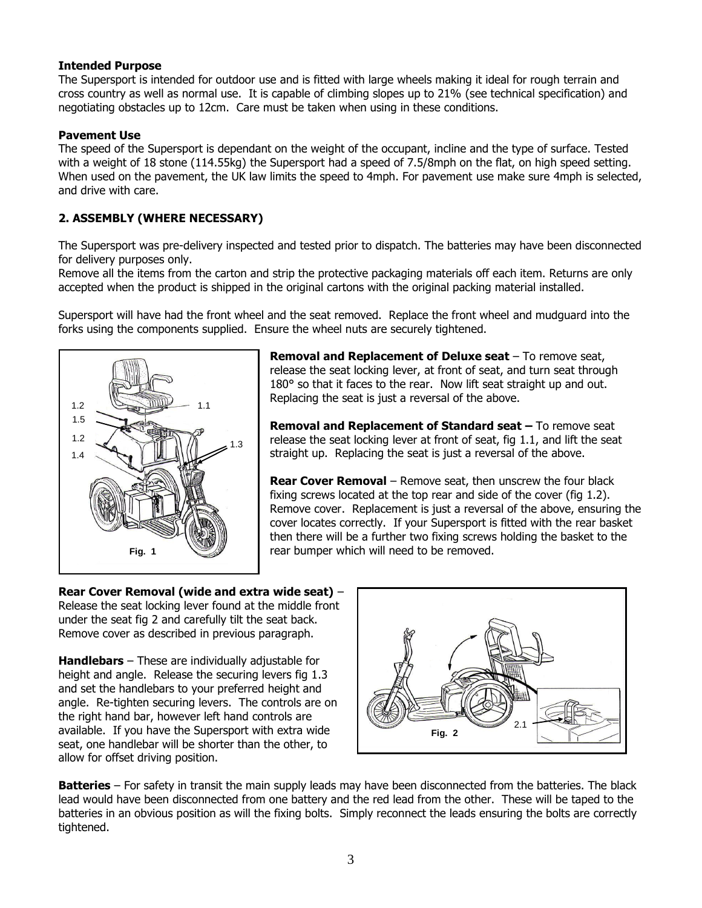**Intended Purpose**
The Supersport is intended for outdoor use and is fitted with large wheels making it ideal for rough terrain and cross country as well as normal use. It is capable of climbing slopes up to 21% (see technical specification) and negotiating obstacles up to 12cm. Care must be taken when using in these conditions.

**Pavement Use**
The speed of the Supersport is dependant on the weight of the occupant, incline and the type of surface. Tested with a weight of 18 stone (114.55kg) the Supersport had a speed of 7.5/8mph on the flat, on high speed setting. When used on the pavement, the UK law limits the speed to 4mph. For pavement use make sure 4mph is selected, and drive with care.

## 2. ASSEMBLY (WHERE NECESSARY)

The Supersport was pre-delivery inspected and tested prior to dispatch. The batteries may have been disconnected for delivery purposes only.
Remove all the items from the carton and strip the protective packaging materials off each item. Returns are only accepted when the product is shipped in the original cartons with the original packing material installed.

Supersport will have had the front wheel and the seat removed. Replace the front wheel and mudguard into the forks using the components supplied. Ensure the wheel nuts are securely tightened.

Fig. 1

**Removal and Replacement of Deluxe seat** – To remove seat, release the seat locking lever, at front of seat, and turn seat through 180° so that it faces to the rear. Now lift seat straight up and out. Replacing the seat is just a reversal of the above.

**Removal and Replacement of Standard seat –** To remove seat release the seat locking lever at front of seat, fig 1.1, and lift the seat straight up. Replacing the seat is just a reversal of the above.

**Rear Cover Removal** – Remove seat, then unscrew the four black fixing screws located at the top rear and side of the cover (fig 1.2). Remove cover. Replacement is just a reversal of the above, ensuring the cover locates correctly. If your Supersport is fitted with the rear basket then there will be a further two fixing screws holding the basket to the rear bumper which will need to be removed.

**Rear Cover Removal (wide and extra wide seat)** – Release the seat locking lever found at the middle front under the seat fig 2 and carefully tilt the seat back. Remove cover as described in previous paragraph.

**Handlebars** – These are individually adjustable for height and angle. Release the securing levers fig 1.3 and set the handlebars to your preferred height and angle. Re-tighten securing levers. The controls are on the right hand bar, however left hand controls are available. If you have the Supersport with extra wide seat, one handlebar will be shorter than the other, to allow for offset driving position.

Fig. 2

**Batteries** – For safety in transit the main supply leads may have been disconnected from the batteries. The black lead would have been disconnected from one battery and the red lead from the other. These will be taped to the batteries in an obvious position as will the fixing bolts. Simply reconnect the leads ensuring the bolts are correctly tightened.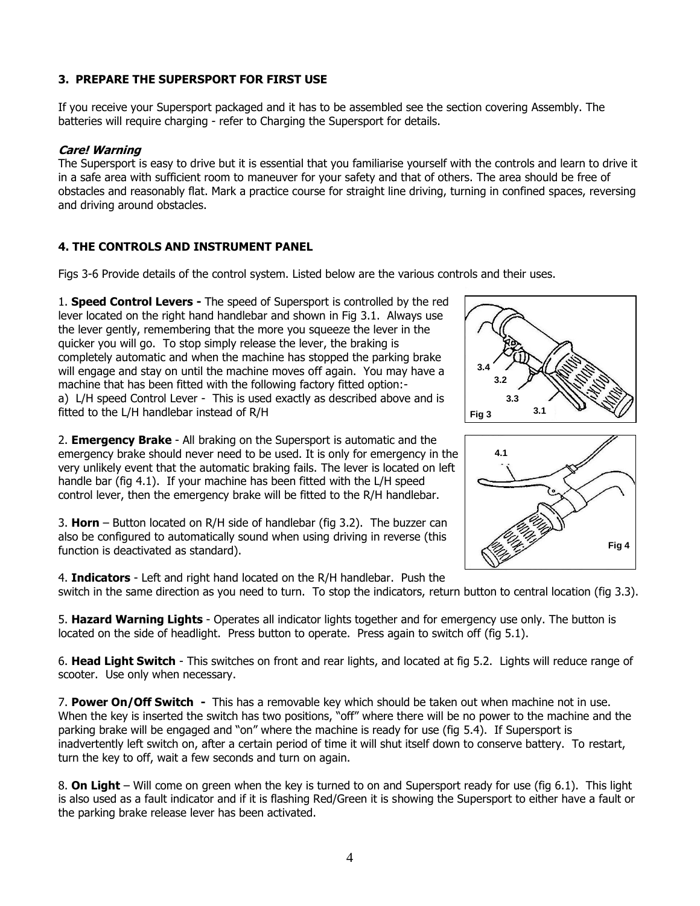## 3. PREPARE THE SUPERSPORT FOR FIRST USE

If you receive your Supersport packaged and it has to be assembled see the section covering Assembly. The batteries will require charging - refer to Charging the Supersport for details.

***Care! Warning***

The Supersport is easy to drive but it is essential that you familiarise yourself with the controls and learn to drive it in a safe area with sufficient room to maneuver for your safety and that of others. The area should be free of obstacles and reasonably flat. Mark a practice course for straight line driving, turning in confined spaces, reversing and driving around obstacles.

## 4. THE CONTROLS AND INSTRUMENT PANEL

Figs 3-6 Provide details of the control system. Listed below are the various controls and their uses.

1. **Speed Control Levers -** The speed of Supersport is controlled by the red lever located on the right hand handlebar and shown in Fig 3.1. Always use the lever gently, remembering that the more you squeeze the lever in the quicker you will go. To stop simply release the lever, the braking is completely automatic and when the machine has stopped the parking brake will engage and stay on until the machine moves off again. You may have a machine that has been fitted with the following factory fitted option:-
a) L/H speed Control Lever - This is used exactly as described above and is fitted to the L/H handlebar instead of R/H

Fig 3

2. **Emergency Brake** - All braking on the Supersport is automatic and the emergency brake should never need to be used. It is only for emergency in the very unlikely event that the automatic braking fails. The lever is located on left handle bar (fig 4.1). If your machine has been fitted with the L/H speed control lever, then the emergency brake will be fitted to the R/H handlebar.

Fig 4

3. **Horn** – Button located on R/H side of handlebar (fig 3.2). The buzzer can also be configured to automatically sound when using driving in reverse (this function is deactivated as standard).

4. **Indicators** - Left and right hand located on the R/H handlebar. Push the switch in the same direction as you need to turn. To stop the indicators, return button to central location (fig 3.3).

5. **Hazard Warning Lights** - Operates all indicator lights together and for emergency use only. The button is located on the side of headlight. Press button to operate. Press again to switch off (fig 5.1).

6. **Head Light Switch** - This switches on front and rear lights, and located at fig 5.2. Lights will reduce range of scooter. Use only when necessary.

7. **Power On/Off Switch -** This has a removable key which should be taken out when machine not in use. When the key is inserted the switch has two positions, "off" where there will be no power to the machine and the parking brake will be engaged and "on" where the machine is ready for use (fig 5.4). If Supersport is inadvertently left switch on, after a certain period of time it will shut itself down to conserve battery. To restart, turn the key to off, wait a few seconds and turn on again.

8. **On Light** – Will come on green when the key is turned to on and Supersport ready for use (fig 6.1). This light is also used as a fault indicator and if it is flashing Red/Green it is showing the Supersport to either have a fault or the parking brake release lever has been activated.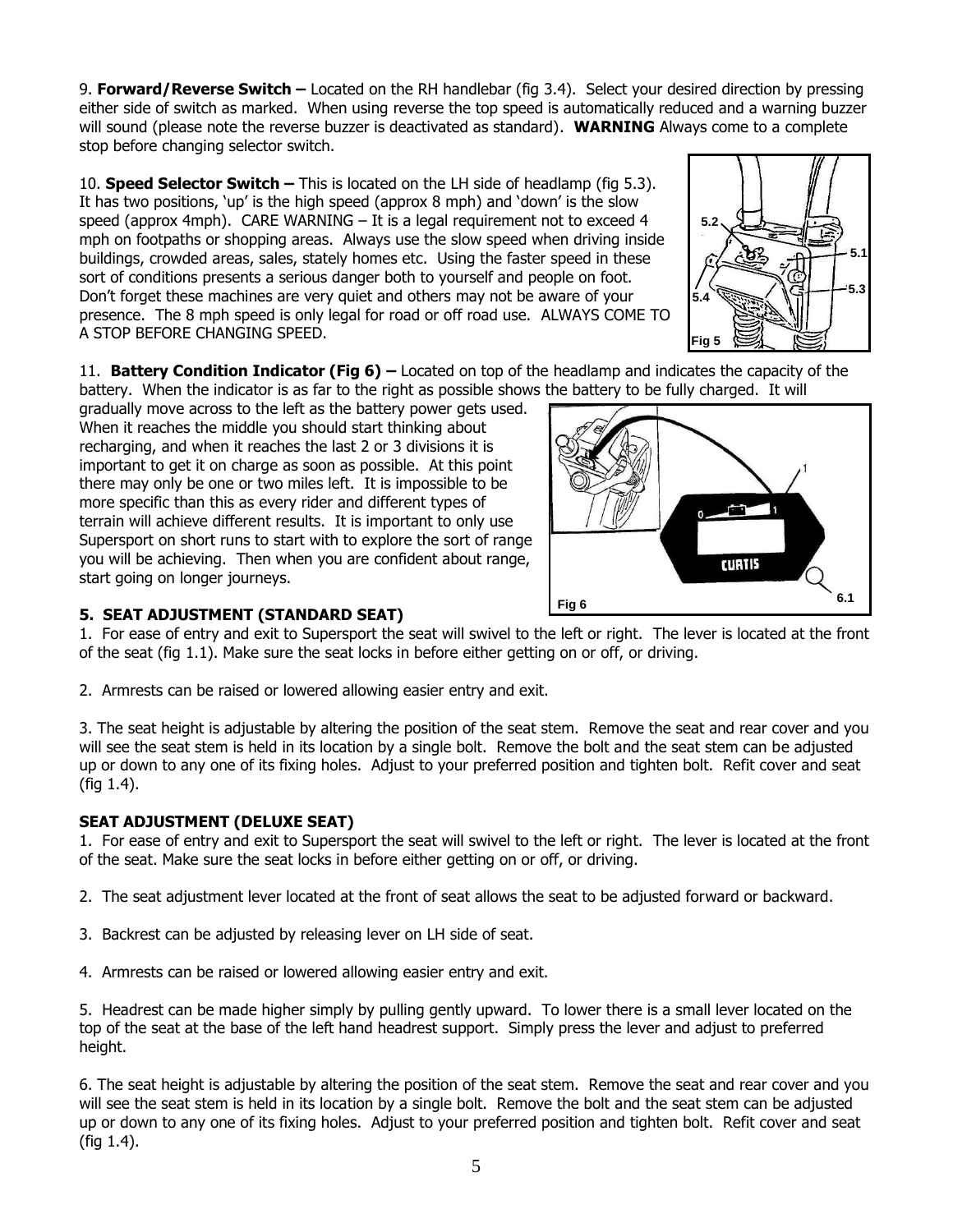9. **Forward/Reverse Switch –** Located on the RH handlebar (fig 3.4). Select your desired direction by pressing either side of switch as marked. When using reverse the top speed is automatically reduced and a warning buzzer will sound (please note the reverse buzzer is deactivated as standard). **WARNING** Always come to a complete stop before changing selector switch.

10. **Speed Selector Switch –** This is located on the LH side of headlamp (fig 5.3). It has two positions, 'up' is the high speed (approx 8 mph) and 'down' is the slow speed (approx 4mph). CARE WARNING – It is a legal requirement not to exceed 4 mph on footpaths or shopping areas. Always use the slow speed when driving inside buildings, crowded areas, sales, stately homes etc. Using the faster speed in these sort of conditions presents a serious danger both to yourself and people on foot. Don't forget these machines are very quiet and others may not be aware of your presence. The 8 mph speed is only legal for road or off road use. ALWAYS COME TO A STOP BEFORE CHANGING SPEED.

Fig 5

11. **Battery Condition Indicator (Fig 6) –** Located on top of the headlamp and indicates the capacity of the battery. When the indicator is as far to the right as possible shows the battery to be fully charged. It will gradually move across to the left as the battery power gets used. When it reaches the middle you should start thinking about recharging, and when it reaches the last 2 or 3 divisions it is important to get it on charge as soon as possible. At this point there may only be one or two miles left. It is impossible to be more specific than this as every rider and different types of terrain will achieve different results. It is important to only use Supersport on short runs to start with to explore the sort of range you will be achieving. Then when you are confident about range, start going on longer journeys.

Fig 6

## 5. SEAT ADJUSTMENT (STANDARD SEAT)

1. For ease of entry and exit to Supersport the seat will swivel to the left or right. The lever is located at the front of the seat (fig 1.1). Make sure the seat locks in before either getting on or off, or driving.

2. Armrests can be raised or lowered allowing easier entry and exit.

3. The seat height is adjustable by altering the position of the seat stem. Remove the seat and rear cover and you will see the seat stem is held in its location by a single bolt. Remove the bolt and the seat stem can be adjusted up or down to any one of its fixing holes. Adjust to your preferred position and tighten bolt. Refit cover and seat (fig 1.4).

## SEAT ADJUSTMENT (DELUXE SEAT)

1. For ease of entry and exit to Supersport the seat will swivel to the left or right. The lever is located at the front of the seat. Make sure the seat locks in before either getting on or off, or driving.

2. The seat adjustment lever located at the front of seat allows the seat to be adjusted forward or backward.

3. Backrest can be adjusted by releasing lever on LH side of seat.

4. Armrests can be raised or lowered allowing easier entry and exit.

5. Headrest can be made higher simply by pulling gently upward. To lower there is a small lever located on the top of the seat at the base of the left hand headrest support. Simply press the lever and adjust to preferred height.

6. The seat height is adjustable by altering the position of the seat stem. Remove the seat and rear cover and you will see the seat stem is held in its location by a single bolt. Remove the bolt and the seat stem can be adjusted up or down to any one of its fixing holes. Adjust to your preferred position and tighten bolt. Refit cover and seat (fig 1.4).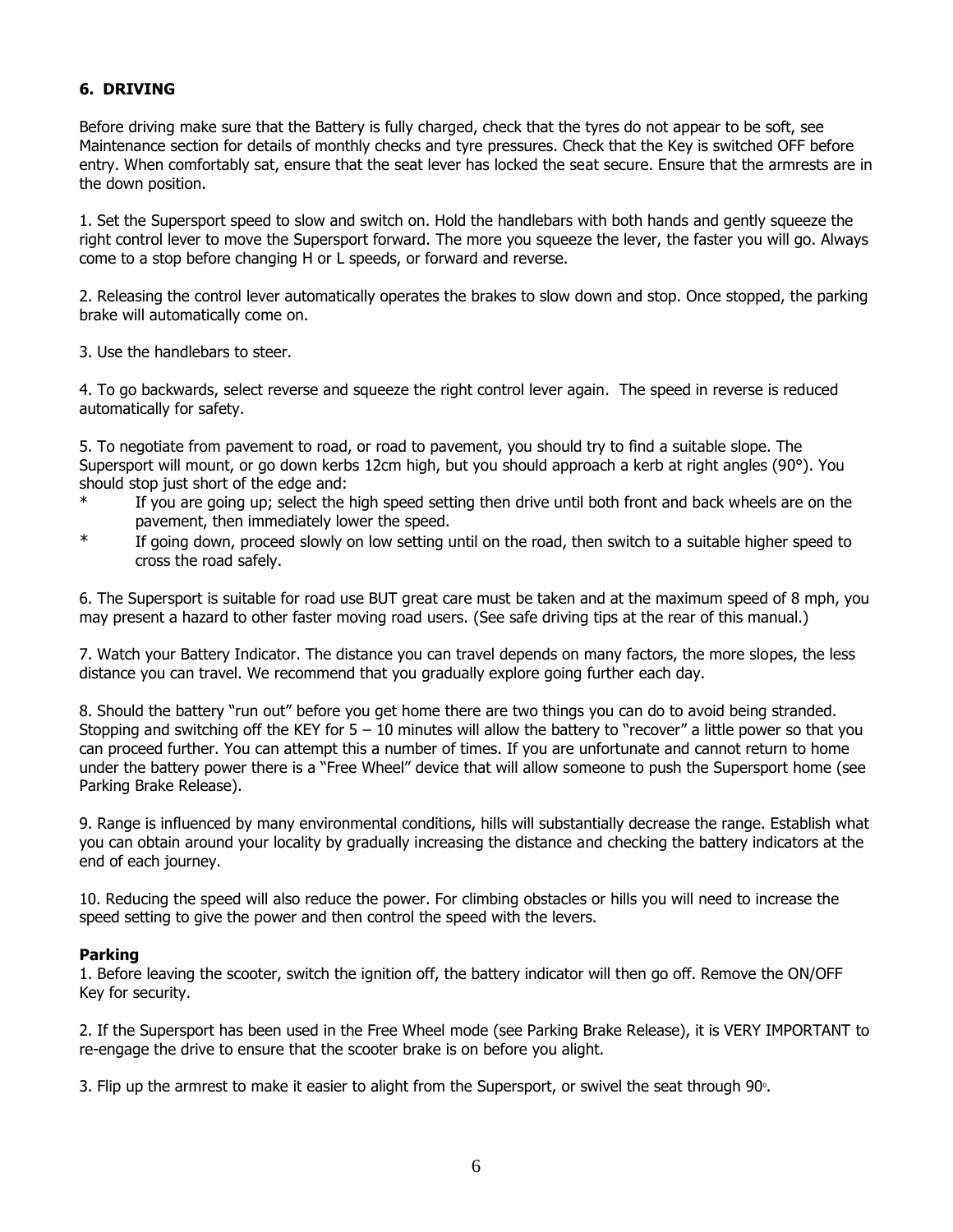## 6. DRIVING

Before driving make sure that the Battery is fully charged, check that the tyres do not appear to be soft, see Maintenance section for details of monthly checks and tyre pressures. Check that the Key is switched OFF before entry. When comfortably sat, ensure that the seat lever has locked the seat secure. Ensure that the armrests are in the down position.

1. Set the Supersport speed to slow and switch on. Hold the handlebars with both hands and gently squeeze the right control lever to move the Supersport forward. The more you squeeze the lever, the faster you will go. Always come to a stop before changing H or L speeds, or forward and reverse.

2. Releasing the control lever automatically operates the brakes to slow down and stop. Once stopped, the parking brake will automatically come on.

3. Use the handlebars to steer.

4. To go backwards, select reverse and squeeze the right control lever again. The speed in reverse is reduced automatically for safety.

5. To negotiate from pavement to road, or road to pavement, you should try to find a suitable slope. The Supersport will mount, or go down kerbs 12cm high, but you should approach a kerb at right angles (90°). You should stop just short of the edge and:

- If you are going up; select the high speed setting then drive until both front and back wheels are on the pavement, then immediately lower the speed.
- If going down, proceed slowly on low setting until on the road, then switch to a suitable higher speed to cross the road safely.

6. The Supersport is suitable for road use BUT great care must be taken and at the maximum speed of 8 mph, you may present a hazard to other faster moving road users. (See safe driving tips at the rear of this manual.)

7. Watch your Battery Indicator. The distance you can travel depends on many factors, the more slopes, the less distance you can travel. We recommend that you gradually explore going further each day.

8. Should the battery "run out" before you get home there are two things you can do to avoid being stranded. Stopping and switching off the KEY for 5 – 10 minutes will allow the battery to "recover" a little power so that you can proceed further. You can attempt this a number of times. If you are unfortunate and cannot return to home under the battery power there is a "Free Wheel" device that will allow someone to push the Supersport home (see Parking Brake Release).

9. Range is influenced by many environmental conditions, hills will substantially decrease the range. Establish what you can obtain around your locality by gradually increasing the distance and checking the battery indicators at the end of each journey.

10. Reducing the speed will also reduce the power. For climbing obstacles or hills you will need to increase the speed setting to give the power and then control the speed with the levers.

### Parking

1. Before leaving the scooter, switch the ignition off, the battery indicator will then go off. Remove the ON/OFF Key for security.

2. If the Supersport has been used in the Free Wheel mode (see Parking Brake Release), it is VERY IMPORTANT to re-engage the drive to ensure that the scooter brake is on before you alight.

3. Flip up the armrest to make it easier to alight from the Supersport, or swivel the seat through 90°.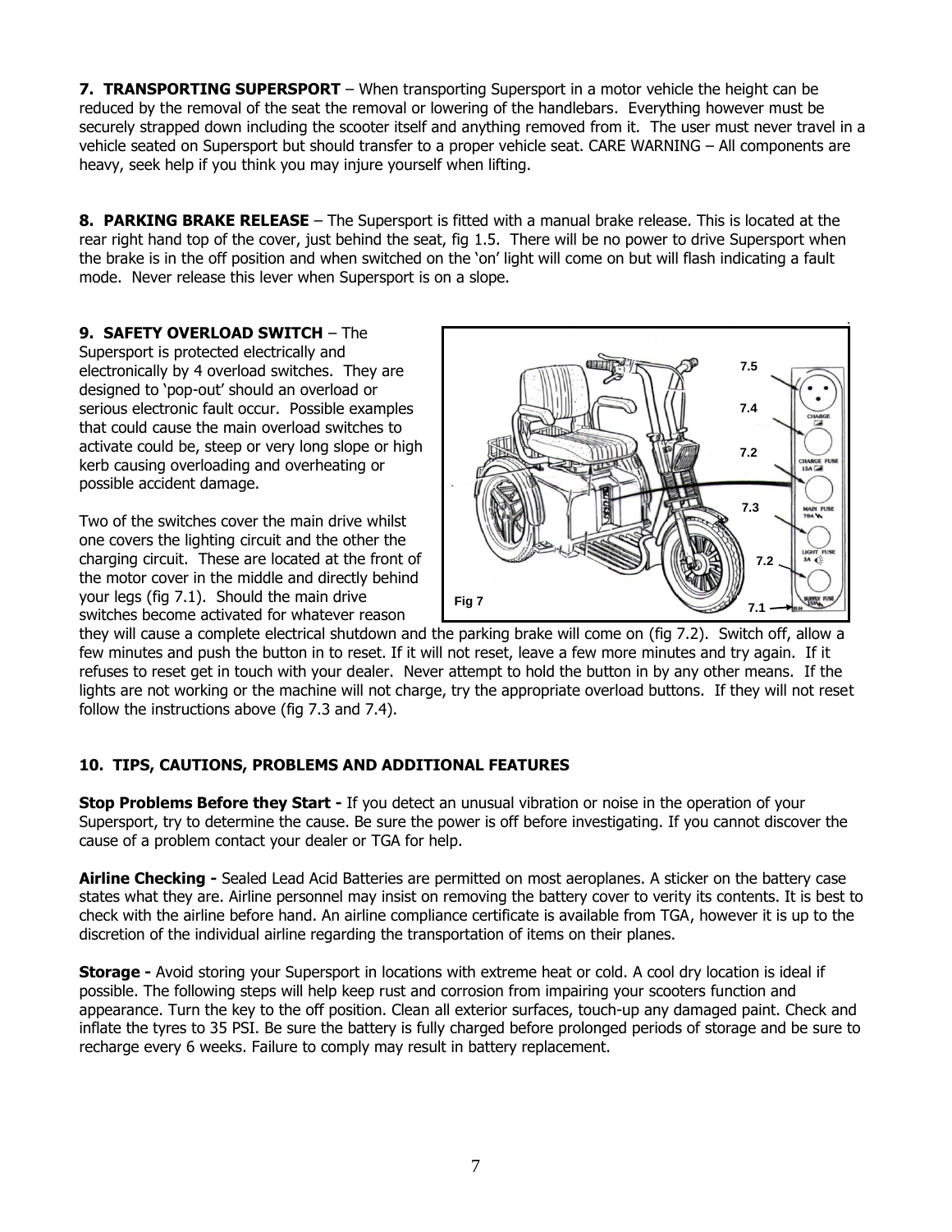**7. TRANSPORTING SUPERSPORT** – When transporting Supersport in a motor vehicle the height can be reduced by the removal of the seat the removal or lowering of the handlebars. Everything however must be securely strapped down including the scooter itself and anything removed from it. The user must never travel in a vehicle seated on Supersport but should transfer to a proper vehicle seat. CARE WARNING – All components are heavy, seek help if you think you may injure yourself when lifting.

**8. PARKING BRAKE RELEASE** – The Supersport is fitted with a manual brake release. This is located at the rear right hand top of the cover, just behind the seat, fig 1.5. There will be no power to drive Supersport when the brake is in the off position and when switched on the 'on' light will come on but will flash indicating a fault mode. Never release this lever when Supersport is on a slope.

**9. SAFETY OVERLOAD SWITCH** – The Supersport is protected electrically and electronically by 4 overload switches. They are designed to 'pop-out' should an overload or serious electronic fault occur. Possible examples that could cause the main overload switches to activate could be, steep or very long slope or high kerb causing overloading and overheating or possible accident damage.

Two of the switches cover the main drive whilst one covers the lighting circuit and the other the charging circuit. These are located at the front of the motor cover in the middle and directly behind your legs (fig 7.1). Should the main drive switches become activated for whatever reason they will cause a complete electrical shutdown and the parking brake will come on (fig 7.2). Switch off, allow a few minutes and push the button in to reset. If it will not reset, leave a few more minutes and try again. If it refuses to reset get in touch with your dealer. Never attempt to hold the button in by any other means. If the lights are not working or the machine will not charge, try the appropriate overload buttons. If they will not reset follow the instructions above (fig 7.3 and 7.4).

Fig 7

## 10. TIPS, CAUTIONS, PROBLEMS AND ADDITIONAL FEATURES

**Stop Problems Before they Start -** If you detect an unusual vibration or noise in the operation of your Supersport, try to determine the cause. Be sure the power is off before investigating. If you cannot discover the cause of a problem contact your dealer or TGA for help.

**Airline Checking -** Sealed Lead Acid Batteries are permitted on most aeroplanes. A sticker on the battery case states what they are. Airline personnel may insist on removing the battery cover to verity its contents. It is best to check with the airline before hand. An airline compliance certificate is available from TGA, however it is up to the discretion of the individual airline regarding the transportation of items on their planes.

**Storage -** Avoid storing your Supersport in locations with extreme heat or cold. A cool dry location is ideal if possible. The following steps will help keep rust and corrosion from impairing your scooters function and appearance. Turn the key to the off position. Clean all exterior surfaces, touch-up any damaged paint. Check and inflate the tyres to 35 PSI. Be sure the battery is fully charged before prolonged periods of storage and be sure to recharge every 6 weeks. Failure to comply may result in battery replacement.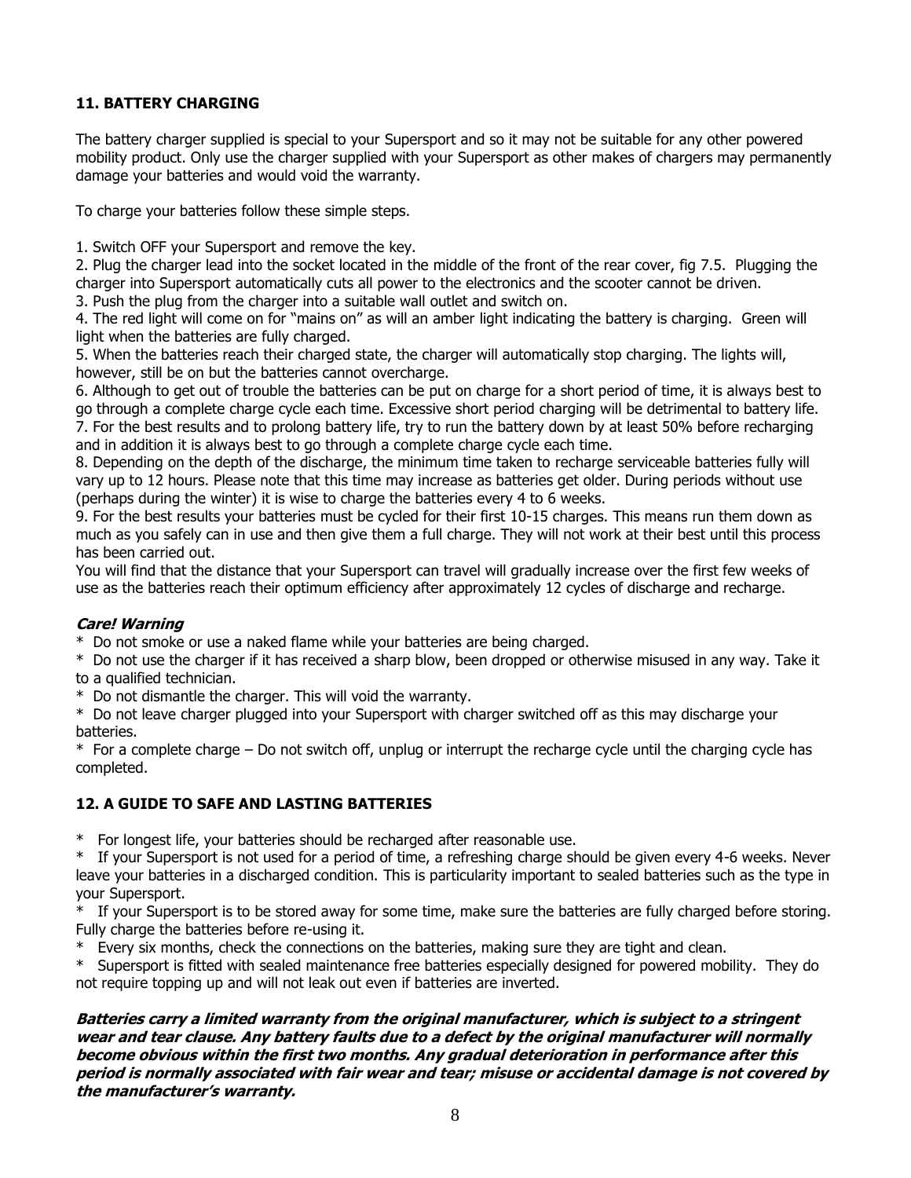## 11. BATTERY CHARGING

The battery charger supplied is special to your Supersport and so it may not be suitable for any other powered mobility product. Only use the charger supplied with your Supersport as other makes of chargers may permanently damage your batteries and would void the warranty.

To charge your batteries follow these simple steps.

1. Switch OFF your Supersport and remove the key.
2. Plug the charger lead into the socket located in the middle of the front of the rear cover, fig 7.5. Plugging the charger into Supersport automatically cuts all power to the electronics and the scooter cannot be driven.
3. Push the plug from the charger into a suitable wall outlet and switch on.
4. The red light will come on for "mains on" as will an amber light indicating the battery is charging. Green will light when the batteries are fully charged.
5. When the batteries reach their charged state, the charger will automatically stop charging. The lights will, however, still be on but the batteries cannot overcharge.
6. Although to get out of trouble the batteries can be put on charge for a short period of time, it is always best to go through a complete charge cycle each time. Excessive short period charging will be detrimental to battery life.
7. For the best results and to prolong battery life, try to run the battery down by at least 50% before recharging and in addition it is always best to go through a complete charge cycle each time.
8. Depending on the depth of the discharge, the minimum time taken to recharge serviceable batteries fully will vary up to 12 hours. Please note that this time may increase as batteries get older. During periods without use (perhaps during the winter) it is wise to charge the batteries every 4 to 6 weeks.
9. For the best results your batteries must be cycled for their first 10-15 charges. This means run them down as much as you safely can in use and then give them a full charge. They will not work at their best until this process has been carried out.

You will find that the distance that your Supersport can travel will gradually increase over the first few weeks of use as the batteries reach their optimum efficiency after approximately 12 cycles of discharge and recharge.

***Care! Warning***

* Do not smoke or use a naked flame while your batteries are being charged.
* Do not use the charger if it has received a sharp blow, been dropped or otherwise misused in any way. Take it to a qualified technician.
* Do not dismantle the charger. This will void the warranty.
* Do not leave charger plugged into your Supersport with charger switched off as this may discharge your batteries.
* For a complete charge – Do not switch off, unplug or interrupt the recharge cycle until the charging cycle has completed.

## 12. A GUIDE TO SAFE AND LASTING BATTERIES

* For longest life, your batteries should be recharged after reasonable use.
* If your Supersport is not used for a period of time, a refreshing charge should be given every 4-6 weeks. Never leave your batteries in a discharged condition. This is particularity important to sealed batteries such as the type in your Supersport.
* If your Supersport is to be stored away for some time, make sure the batteries are fully charged before storing. Fully charge the batteries before re-using it.
* Every six months, check the connections on the batteries, making sure they are tight and clean.
* Supersport is fitted with sealed maintenance free batteries especially designed for powered mobility. They do not require topping up and will not leak out even if batteries are inverted.

***Batteries carry a limited warranty from the original manufacturer, which is subject to a stringent wear and tear clause. Any battery faults due to a defect by the original manufacturer will normally become obvious within the first two months. Any gradual deterioration in performance after this period is normally associated with fair wear and tear; misuse or accidental damage is not covered by the manufacturer's warranty.***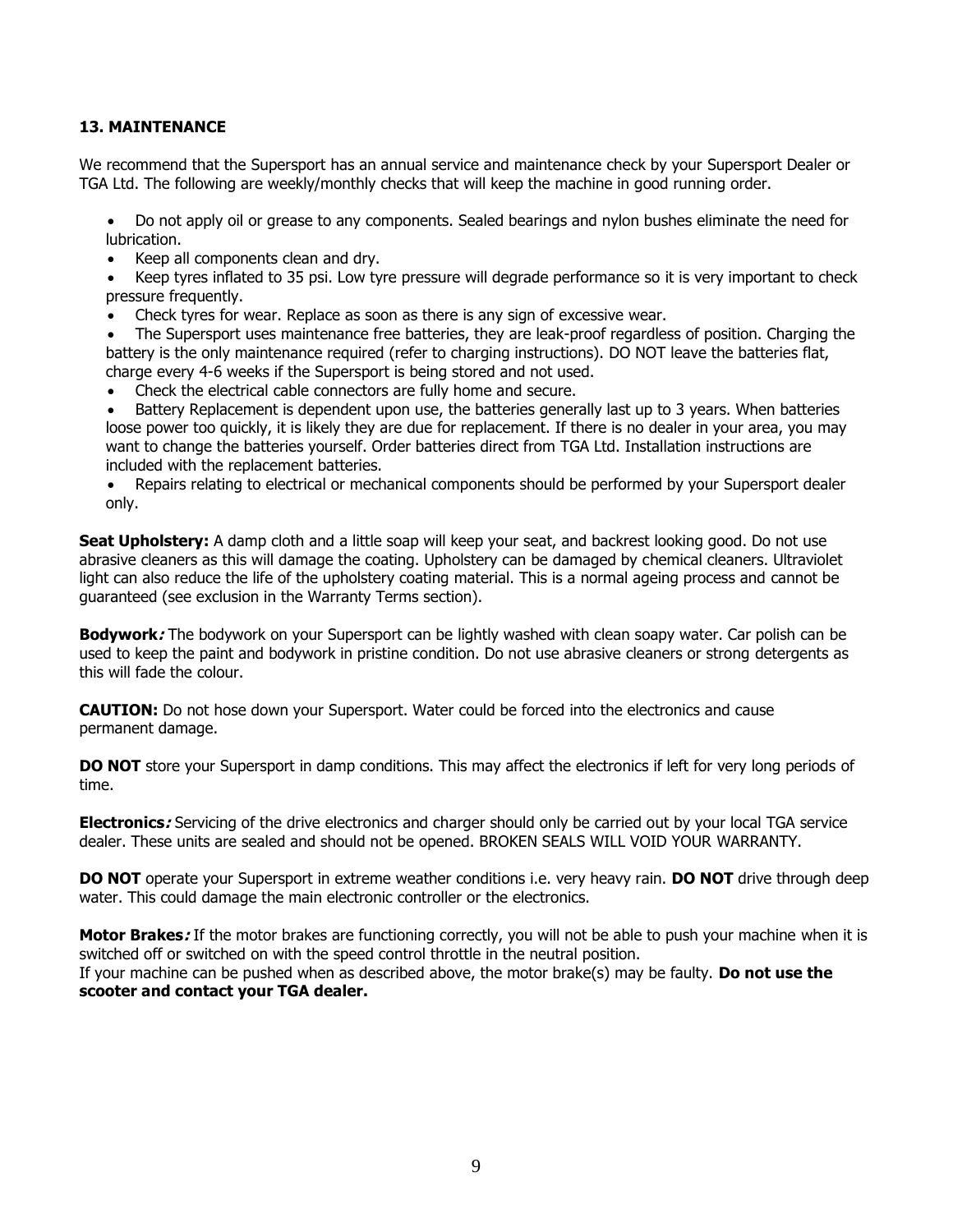## 13. MAINTENANCE

We recommend that the Supersport has an annual service and maintenance check by your Supersport Dealer or TGA Ltd. The following are weekly/monthly checks that will keep the machine in good running order.

- Do not apply oil or grease to any components. Sealed bearings and nylon bushes eliminate the need for lubrication.
- Keep all components clean and dry.
- Keep tyres inflated to 35 psi. Low tyre pressure will degrade performance so it is very important to check pressure frequently.
- Check tyres for wear. Replace as soon as there is any sign of excessive wear.
- The Supersport uses maintenance free batteries, they are leak-proof regardless of position. Charging the battery is the only maintenance required (refer to charging instructions). DO NOT leave the batteries flat, charge every 4-6 weeks if the Supersport is being stored and not used.
- Check the electrical cable connectors are fully home and secure.
- Battery Replacement is dependent upon use, the batteries generally last up to 3 years. When batteries loose power too quickly, it is likely they are due for replacement. If there is no dealer in your area, you may want to change the batteries yourself. Order batteries direct from TGA Ltd. Installation instructions are included with the replacement batteries.
- Repairs relating to electrical or mechanical components should be performed by your Supersport dealer only.

**Seat Upholstery:** A damp cloth and a little soap will keep your seat, and backrest looking good. Do not use abrasive cleaners as this will damage the coating. Upholstery can be damaged by chemical cleaners. Ultraviolet light can also reduce the life of the upholstery coating material. This is a normal ageing process and cannot be guaranteed (see exclusion in the Warranty Terms section).

***Bodywork:*** The bodywork on your Supersport can be lightly washed with clean soapy water. Car polish can be used to keep the paint and bodywork in pristine condition. Do not use abrasive cleaners or strong detergents as this will fade the colour.

**CAUTION:** Do not hose down your Supersport. Water could be forced into the electronics and cause permanent damage.

**DO NOT** store your Supersport in damp conditions. This may affect the electronics if left for very long periods of time.

***Electronics:*** Servicing of the drive electronics and charger should only be carried out by your local TGA service dealer. These units are sealed and should not be opened. BROKEN SEALS WILL VOID YOUR WARRANTY.

**DO NOT** operate your Supersport in extreme weather conditions i.e. very heavy rain. **DO NOT** drive through deep water. This could damage the main electronic controller or the electronics.

***Motor Brakes:*** If the motor brakes are functioning correctly, you will not be able to push your machine when it is switched off or switched on with the speed control throttle in the neutral position.
If your machine can be pushed when as described above, the motor brake(s) may be faulty. **Do not use the scooter and contact your TGA dealer.**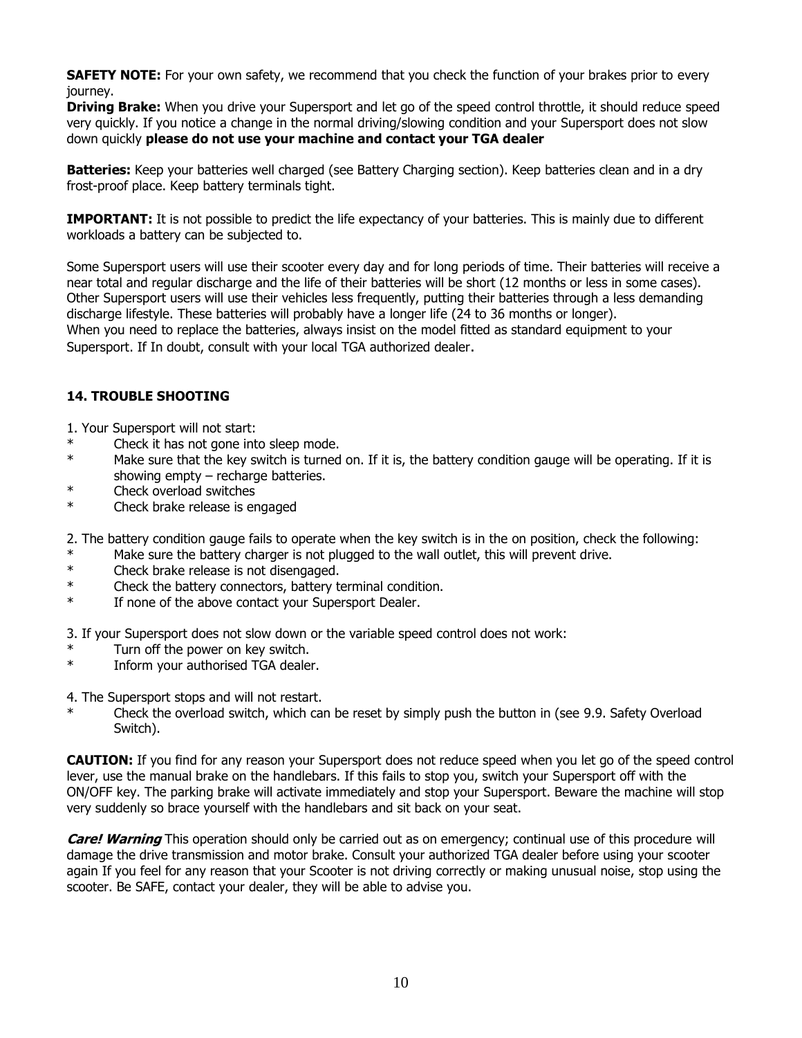**SAFETY NOTE:** For your own safety, we recommend that you check the function of your brakes prior to every journey.

**Driving Brake:** When you drive your Supersport and let go of the speed control throttle, it should reduce speed very quickly. If you notice a change in the normal driving/slowing condition and your Supersport does not slow down quickly **please do not use your machine and contact your TGA dealer**

**Batteries:** Keep your batteries well charged (see Battery Charging section). Keep batteries clean and in a dry frost-proof place. Keep battery terminals tight.

**IMPORTANT:** It is not possible to predict the life expectancy of your batteries. This is mainly due to different workloads a battery can be subjected to.

Some Supersport users will use their scooter every day and for long periods of time. Their batteries will receive a near total and regular discharge and the life of their batteries will be short (12 months or less in some cases). Other Supersport users will use their vehicles less frequently, putting their batteries through a less demanding discharge lifestyle. These batteries will probably have a longer life (24 to 36 months or longer).
When you need to replace the batteries, always insist on the model fitted as standard equipment to your Supersport. If In doubt, consult with your local TGA authorized dealer.

## 14. TROUBLE SHOOTING

1. Your Supersport will not start:
* Check it has not gone into sleep mode.
* Make sure that the key switch is turned on. If it is, the battery condition gauge will be operating. If it is showing empty – recharge batteries.
* Check overload switches
* Check brake release is engaged

2. The battery condition gauge fails to operate when the key switch is in the on position, check the following:
* Make sure the battery charger is not plugged to the wall outlet, this will prevent drive.
* Check brake release is not disengaged.
* Check the battery connectors, battery terminal condition.
* If none of the above contact your Supersport Dealer.

3. If your Supersport does not slow down or the variable speed control does not work:
* Turn off the power on key switch.
* Inform your authorised TGA dealer.

4. The Supersport stops and will not restart.
* Check the overload switch, which can be reset by simply push the button in (see 9.9. Safety Overload Switch).

**CAUTION:** If you find for any reason your Supersport does not reduce speed when you let go of the speed control lever, use the manual brake on the handlebars. If this fails to stop you, switch your Supersport off with the ON/OFF key. The parking brake will activate immediately and stop your Supersport. Beware the machine will stop very suddenly so brace yourself with the handlebars and sit back on your seat.

***Care! Warning*** This operation should only be carried out as on emergency; continual use of this procedure will damage the drive transmission and motor brake. Consult your authorized TGA dealer before using your scooter again If you feel for any reason that your Scooter is not driving correctly or making unusual noise, stop using the scooter. Be SAFE, contact your dealer, they will be able to advise you.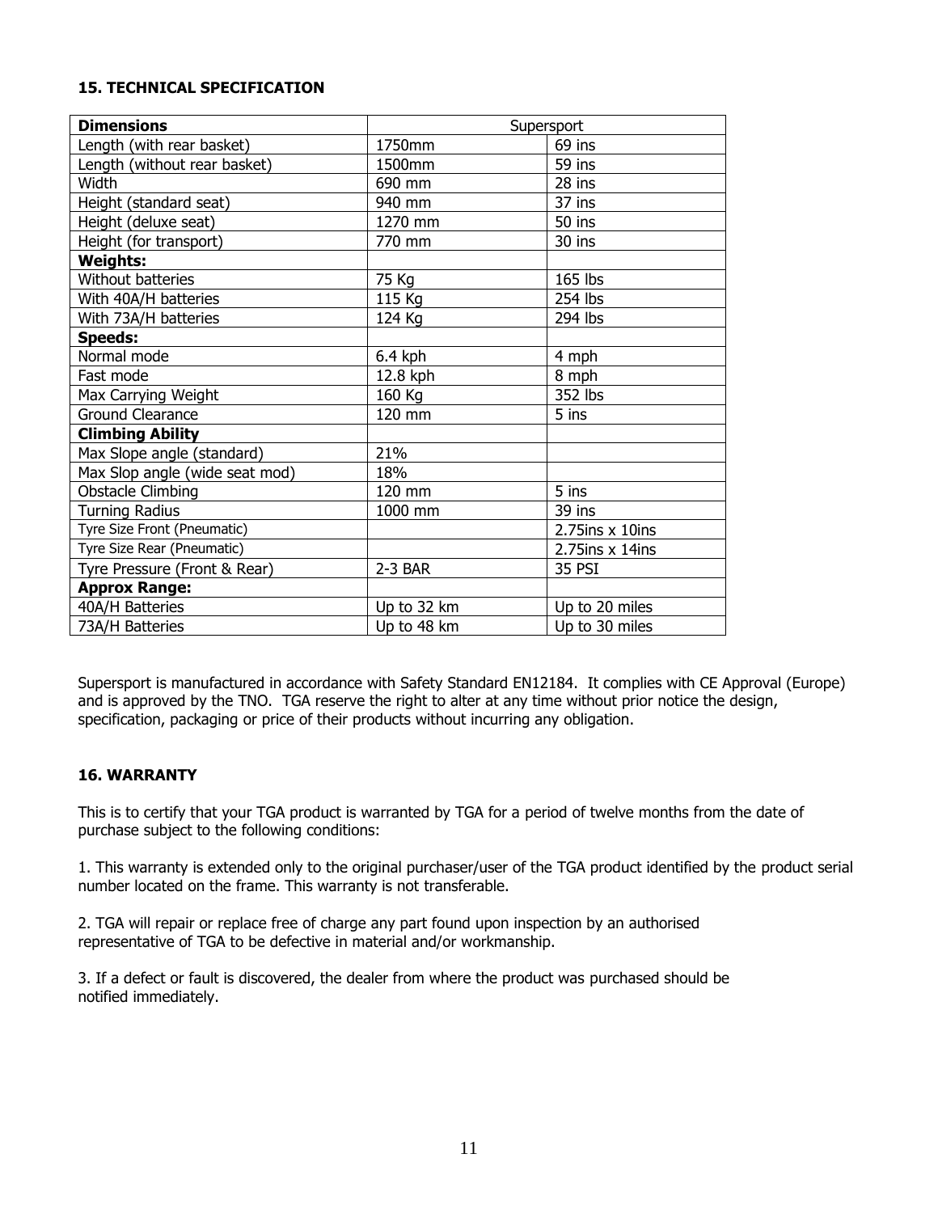## 15. TECHNICAL SPECIFICATION

| **Dimensions** | Supersport | |
|---|---|---|
| Length (with rear basket) | 1750mm | 69 ins |
| Length (without rear basket) | 1500mm | 59 ins |
| Width | 690 mm | 28 ins |
| Height (standard seat) | 940 mm | 37 ins |
| Height (deluxe seat) | 1270 mm | 50 ins |
| Height (for transport) | 770 mm | 30 ins |
| **Weights:** | | |
| Without batteries | 75 Kg | 165 lbs |
| With 40A/H batteries | 115 Kg | 254 lbs |
| With 73A/H batteries | 124 Kg | 294 lbs |
| **Speeds:** | | |
| Normal mode | 6.4 kph | 4 mph |
| Fast mode | 12.8 kph | 8 mph |
| Max Carrying Weight | 160 Kg | 352 lbs |
| Ground Clearance | 120 mm | 5 ins |
| **Climbing Ability** | | |
| Max Slope angle (standard) | 21% | |
| Max Slop angle (wide seat mod) | 18% | |
| Obstacle Climbing | 120 mm | 5 ins |
| Turning Radius | 1000 mm | 39 ins |
| Tyre Size Front (Pneumatic) | | 2.75ins x 10ins |
| Tyre Size Rear (Pneumatic) | | 2.75ins x 14ins |
| Tyre Pressure (Front & Rear) | 2-3 BAR | 35 PSI |
| **Approx Range:** | | |
| 40A/H Batteries | Up to 32 km | Up to 20 miles |
| 73A/H Batteries | Up to 48 km | Up to 30 miles |

Supersport is manufactured in accordance with Safety Standard EN12184. It complies with CE Approval (Europe) and is approved by the TNO. TGA reserve the right to alter at any time without prior notice the design, specification, packaging or price of their products without incurring any obligation.

## 16. WARRANTY

This is to certify that your TGA product is warranted by TGA for a period of twelve months from the date of purchase subject to the following conditions:

1. This warranty is extended only to the original purchaser/user of the TGA product identified by the product serial number located on the frame. This warranty is not transferable.

2. TGA will repair or replace free of charge any part found upon inspection by an authorised representative of TGA to be defective in material and/or workmanship.

3. If a defect or fault is discovered, the dealer from where the product was purchased should be notified immediately.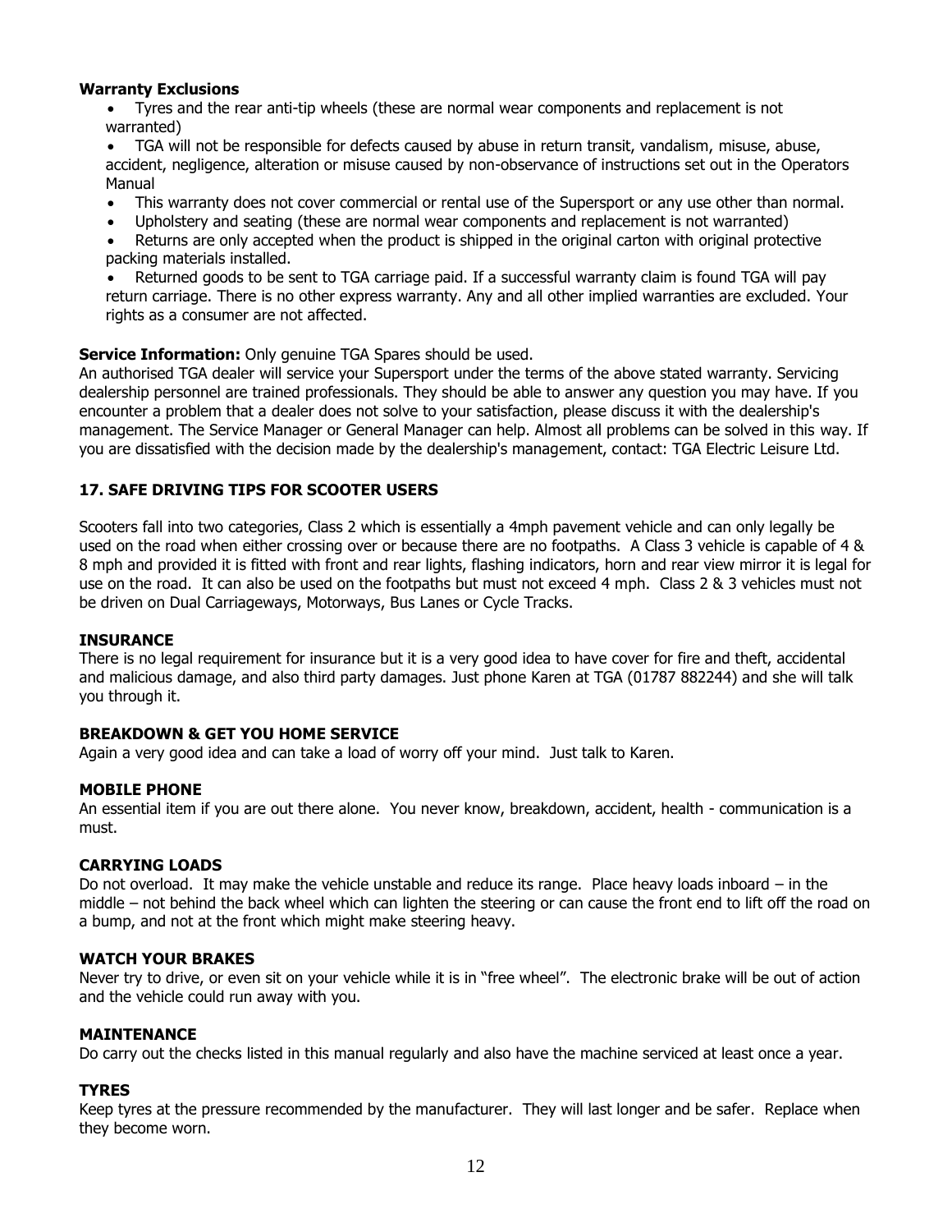**Warranty Exclusions**

- Tyres and the rear anti-tip wheels (these are normal wear components and replacement is not warranted)
- TGA will not be responsible for defects caused by abuse in return transit, vandalism, misuse, abuse, accident, negligence, alteration or misuse caused by non-observance of instructions set out in the Operators Manual
- This warranty does not cover commercial or rental use of the Supersport or any use other than normal.
- Upholstery and seating (these are normal wear components and replacement is not warranted)
- Returns are only accepted when the product is shipped in the original carton with original protective packing materials installed.
- Returned goods to be sent to TGA carriage paid. If a successful warranty claim is found TGA will pay return carriage. There is no other express warranty. Any and all other implied warranties are excluded. Your rights as a consumer are not affected.

**Service Information:** Only genuine TGA Spares should be used.
An authorised TGA dealer will service your Supersport under the terms of the above stated warranty. Servicing dealership personnel are trained professionals. They should be able to answer any question you may have. If you encounter a problem that a dealer does not solve to your satisfaction, please discuss it with the dealership's management. The Service Manager or General Manager can help. Almost all problems can be solved in this way. If you are dissatisfied with the decision made by the dealership's management, contact: TGA Electric Leisure Ltd.

## 17. SAFE DRIVING TIPS FOR SCOOTER USERS

Scooters fall into two categories, Class 2 which is essentially a 4mph pavement vehicle and can only legally be used on the road when either crossing over or because there are no footpaths. A Class 3 vehicle is capable of 4 & 8 mph and provided it is fitted with front and rear lights, flashing indicators, horn and rear view mirror it is legal for use on the road. It can also be used on the footpaths but must not exceed 4 mph. Class 2 & 3 vehicles must not be driven on Dual Carriageways, Motorways, Bus Lanes or Cycle Tracks.

### INSURANCE

There is no legal requirement for insurance but it is a very good idea to have cover for fire and theft, accidental and malicious damage, and also third party damages. Just phone Karen at TGA (01787 882244) and she will talk you through it.

### BREAKDOWN & GET YOU HOME SERVICE

Again a very good idea and can take a load of worry off your mind. Just talk to Karen.

### MOBILE PHONE

An essential item if you are out there alone. You never know, breakdown, accident, health - communication is a must.

### CARRYING LOADS

Do not overload. It may make the vehicle unstable and reduce its range. Place heavy loads inboard – in the middle – not behind the back wheel which can lighten the steering or can cause the front end to lift off the road on a bump, and not at the front which might make steering heavy.

### WATCH YOUR BRAKES

Never try to drive, or even sit on your vehicle while it is in "free wheel". The electronic brake will be out of action and the vehicle could run away with you.

### MAINTENANCE

Do carry out the checks listed in this manual regularly and also have the machine serviced at least once a year.

### TYRES

Keep tyres at the pressure recommended by the manufacturer. They will last longer and be safer. Replace when they become worn.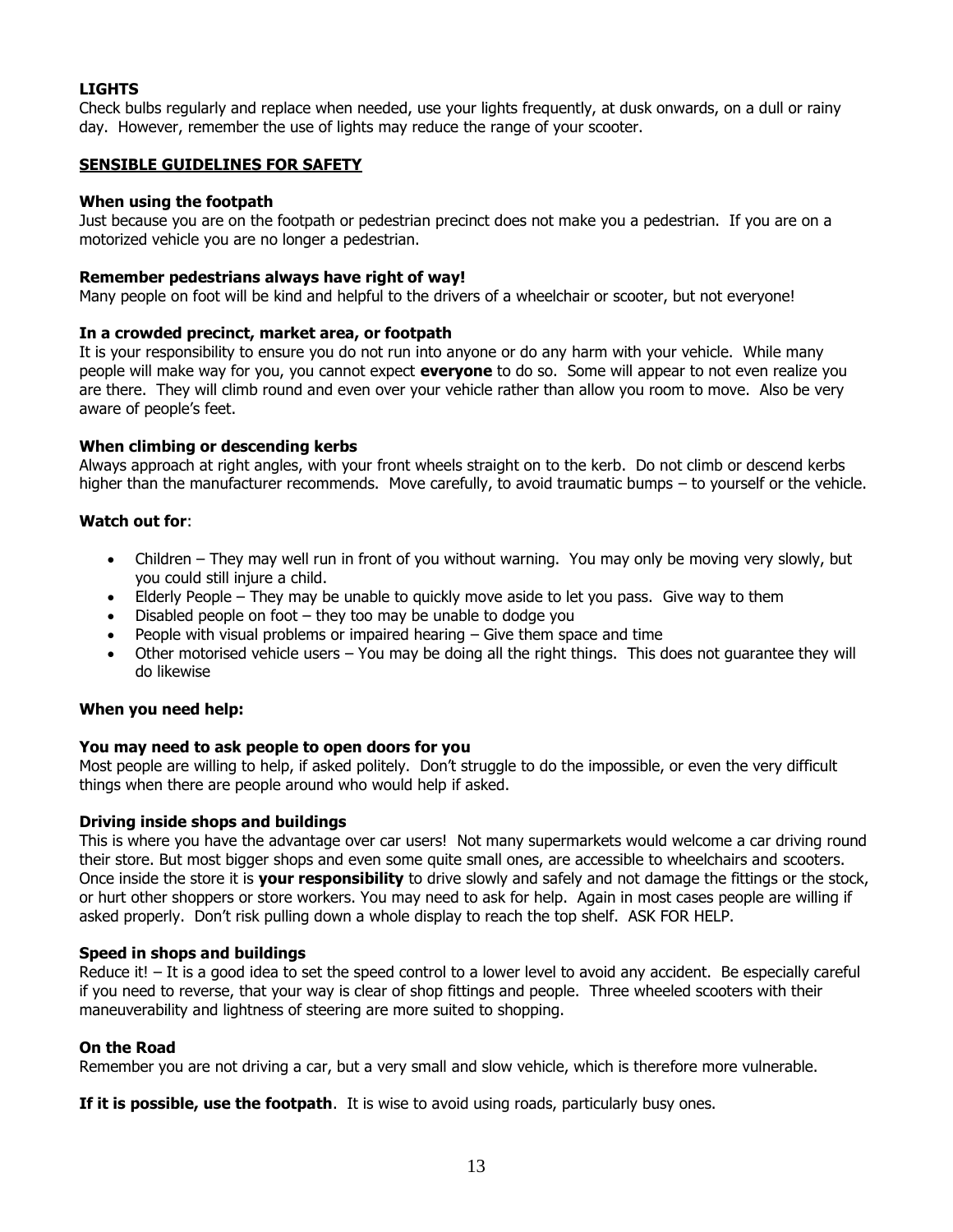**LIGHTS**

Check bulbs regularly and replace when needed, use your lights frequently, at dusk onwards, on a dull or rainy day. However, remember the use of lights may reduce the range of your scooter.

## SENSIBLE GUIDELINES FOR SAFETY

**When using the footpath**

Just because you are on the footpath or pedestrian precinct does not make you a pedestrian. If you are on a motorized vehicle you are no longer a pedestrian.

**Remember pedestrians always have right of way!**

Many people on foot will be kind and helpful to the drivers of a wheelchair or scooter, but not everyone!

**In a crowded precinct, market area, or footpath**

It is your responsibility to ensure you do not run into anyone or do any harm with your vehicle. While many people will make way for you, you cannot expect **everyone** to do so. Some will appear to not even realize you are there. They will climb round and even over your vehicle rather than allow you room to move. Also be very aware of people's feet.

**When climbing or descending kerbs**

Always approach at right angles, with your front wheels straight on to the kerb. Do not climb or descend kerbs higher than the manufacturer recommends. Move carefully, to avoid traumatic bumps – to yourself or the vehicle.

**Watch out for**:

- Children – They may well run in front of you without warning. You may only be moving very slowly, but you could still injure a child.
- Elderly People – They may be unable to quickly move aside to let you pass. Give way to them
- Disabled people on foot – they too may be unable to dodge you
- People with visual problems or impaired hearing – Give them space and time
- Other motorised vehicle users – You may be doing all the right things. This does not guarantee they will do likewise

**When you need help:**

**You may need to ask people to open doors for you**

Most people are willing to help, if asked politely. Don't struggle to do the impossible, or even the very difficult things when there are people around who would help if asked.

**Driving inside shops and buildings**

This is where you have the advantage over car users! Not many supermarkets would welcome a car driving round their store. But most bigger shops and even some quite small ones, are accessible to wheelchairs and scooters. Once inside the store it is **your responsibility** to drive slowly and safely and not damage the fittings or the stock, or hurt other shoppers or store workers. You may need to ask for help. Again in most cases people are willing if asked properly. Don't risk pulling down a whole display to reach the top shelf. ASK FOR HELP.

**Speed in shops and buildings**

Reduce it! – It is a good idea to set the speed control to a lower level to avoid any accident. Be especially careful if you need to reverse, that your way is clear of shop fittings and people. Three wheeled scooters with their maneuverability and lightness of steering are more suited to shopping.

**On the Road**

Remember you are not driving a car, but a very small and slow vehicle, which is therefore more vulnerable.

**If it is possible, use the footpath**. It is wise to avoid using roads, particularly busy ones.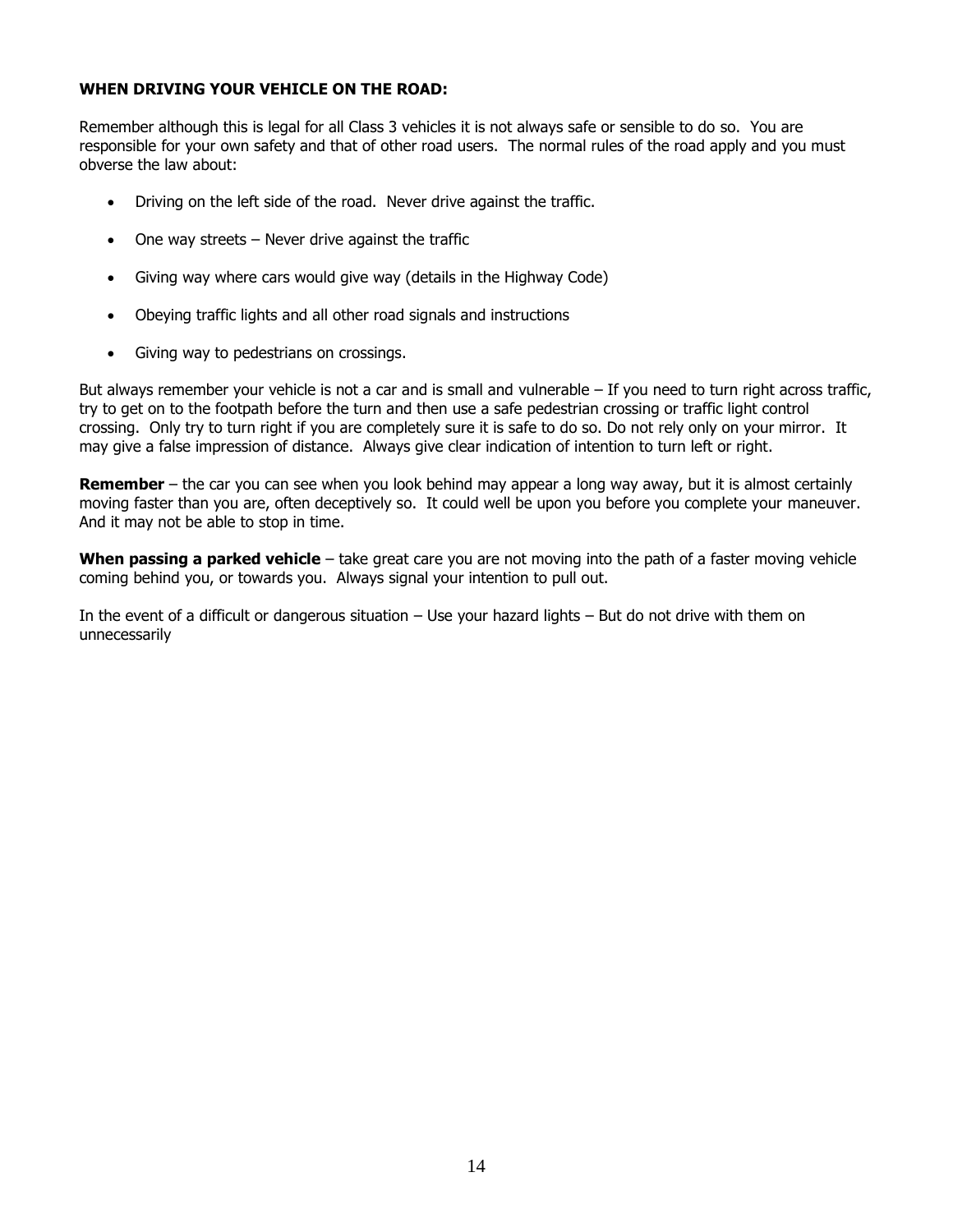**WHEN DRIVING YOUR VEHICLE ON THE ROAD:**

Remember although this is legal for all Class 3 vehicles it is not always safe or sensible to do so. You are responsible for your own safety and that of other road users. The normal rules of the road apply and you must obverse the law about:

- Driving on the left side of the road. Never drive against the traffic.
- One way streets – Never drive against the traffic
- Giving way where cars would give way (details in the Highway Code)
- Obeying traffic lights and all other road signals and instructions
- Giving way to pedestrians on crossings.

But always remember your vehicle is not a car and is small and vulnerable – If you need to turn right across traffic, try to get on to the footpath before the turn and then use a safe pedestrian crossing or traffic light control crossing. Only try to turn right if you are completely sure it is safe to do so. Do not rely only on your mirror. It may give a false impression of distance. Always give clear indication of intention to turn left or right.

**Remember** – the car you can see when you look behind may appear a long way away, but it is almost certainly moving faster than you are, often deceptively so. It could well be upon you before you complete your maneuver. And it may not be able to stop in time.

**When passing a parked vehicle** – take great care you are not moving into the path of a faster moving vehicle coming behind you, or towards you. Always signal your intention to pull out.

In the event of a difficult or dangerous situation – Use your hazard lights – But do not drive with them on unnecessarily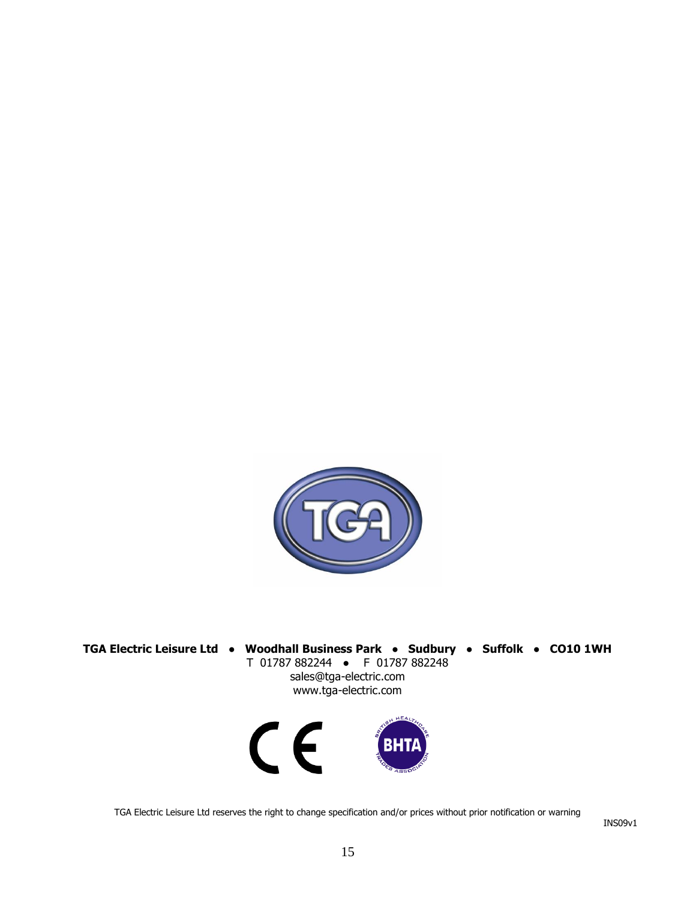**TGA Electric Leisure Ltd • Woodhall Business Park • Sudbury • Suffolk • CO10 1WH**

T 01787 882244 • F 01787 882248

sales@tga-electric.com

www.tga-electric.com

TGA Electric Leisure Ltd reserves the right to change specification and/or prices without prior notification or warning

INS09v1